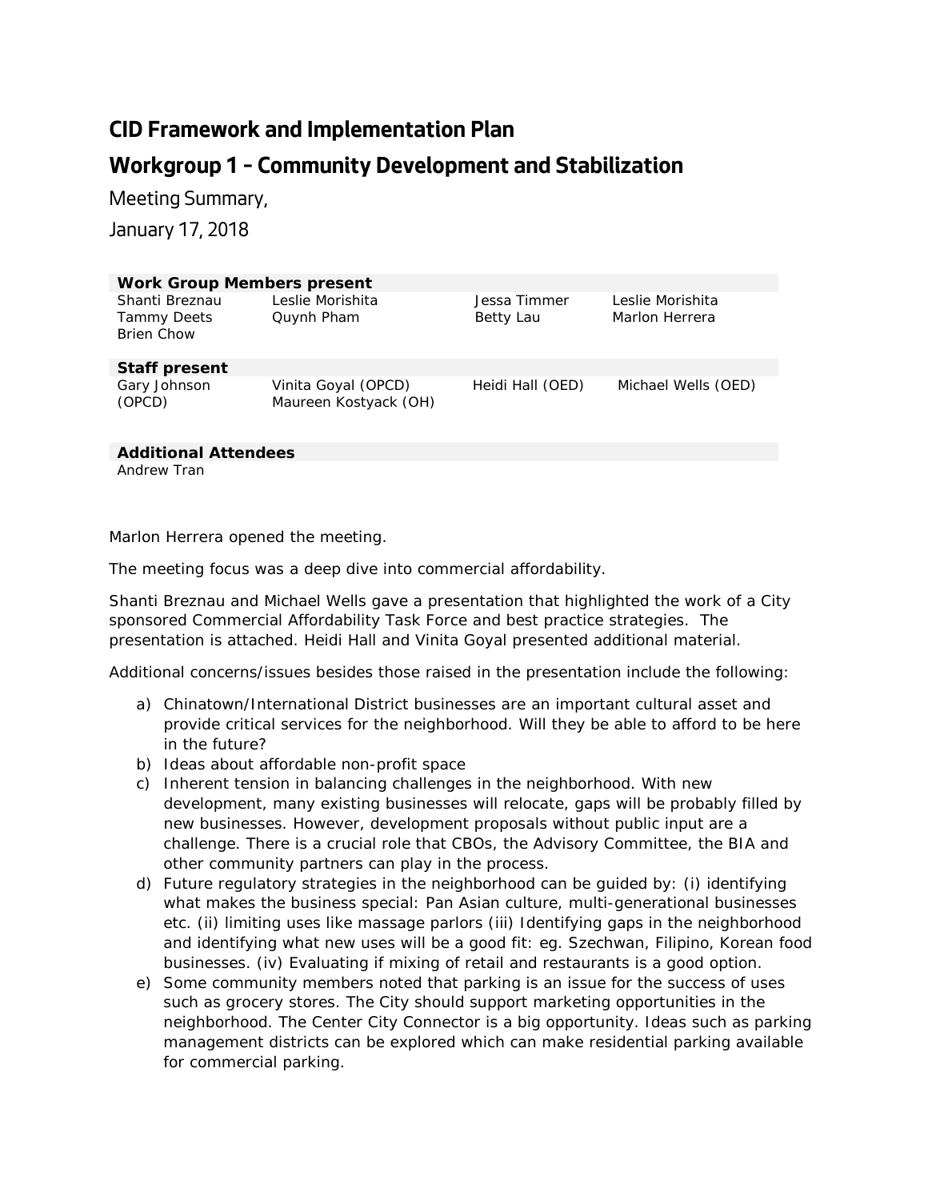# CID Framework and Implementation Plan

## Workgroup 1 – Community Development and Stabilization

Meeting Summary,

January 17, 2018

| Work Group Members present | | | |
|---|---|---|---|
| Shanti Breznau<br>Tammy Deets<br>Brien Chow | Leslie Morishita<br>Quynh Pham | Jessa Timmer<br>Betty Lau | Leslie Morishita<br>Marlon Herrera |

| Staff present | | | |
|---|---|---|---|
| Gary Johnson (OPCD) | Vinita Goyal (OPCD)<br>Maureen Kostyack (OH) | Heidi Hall (OED) | Michael Wells (OED) |

| Additional Attendees |
|---|
| Andrew Tran |

Marlon Herrera opened the meeting.

The meeting focus was a deep dive into commercial affordability.

Shanti Breznau and Michael Wells gave a presentation that highlighted the work of a City sponsored Commercial Affordability Task Force and best practice strategies. The presentation is attached. Heidi Hall and Vinita Goyal presented additional material.

Additional concerns/issues besides those raised in the presentation include the following:

a) Chinatown/International District businesses are an important cultural asset and provide critical services for the neighborhood. Will they be able to afford to be here in the future?
b) Ideas about affordable non-profit space
c) Inherent tension in balancing challenges in the neighborhood. With new development, many existing businesses will relocate, gaps will be probably filled by new businesses. However, development proposals without public input are a challenge. There is a crucial role that CBOs, the Advisory Committee, the BIA and other community partners can play in the process.
d) Future regulatory strategies in the neighborhood can be guided by: (i) identifying what makes the business special: Pan Asian culture, multi-generational businesses etc. (ii) limiting uses like massage parlors (iii) Identifying gaps in the neighborhood and identifying what new uses will be a good fit: eg. Szechwan, Filipino, Korean food businesses. (iv) Evaluating if mixing of retail and restaurants is a good option.
e) Some community members noted that parking is an issue for the success of uses such as grocery stores. The City should support marketing opportunities in the neighborhood. The Center City Connector is a big opportunity. Ideas such as parking management districts can be explored which can make residential parking available for commercial parking.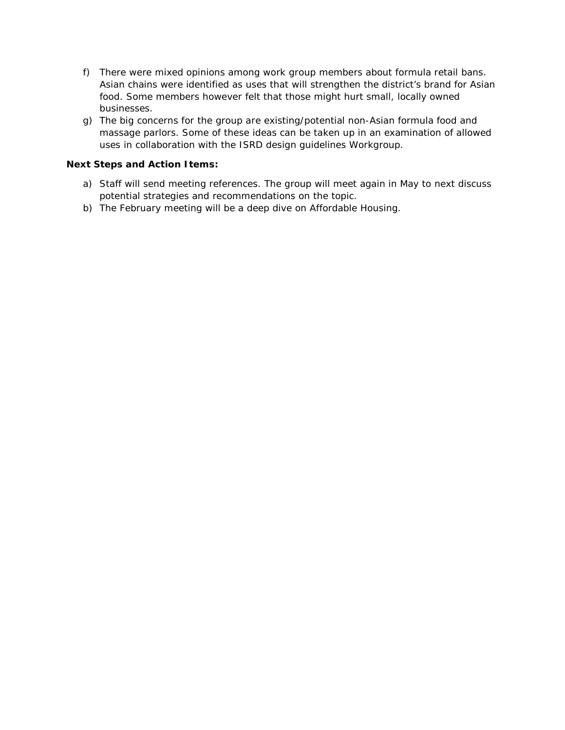f) There were mixed opinions among work group members about formula retail bans. Asian chains were identified as uses that will strengthen the district's brand for Asian food. Some members however felt that those might hurt small, locally owned businesses.

g) The big concerns for the group are existing/potential non-Asian formula food and massage parlors. Some of these ideas can be taken up in an examination of allowed uses in collaboration with the ISRD design guidelines Workgroup.

**Next Steps and Action Items:**

a) Staff will send meeting references. The group will meet again in May to next discuss potential strategies and recommendations on the topic.

b) The February meeting will be a deep dive on Affordable Housing.